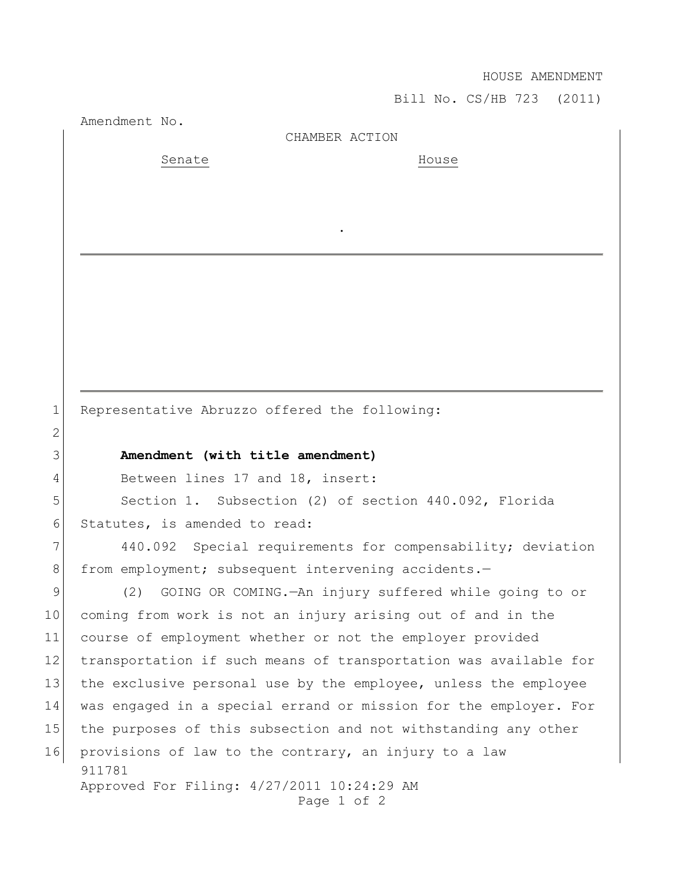HOUSE AMENDMENT

Bill No. CS/HB 723 (2011)

Amendment No.

CHAMBER ACTION

| Senate | House |
|---|---|
| | |

.

Representative Abruzzo offered the following:

**Amendment (with title amendment)**

Between lines 17 and 18, insert:

Section 1. Subsection (2) of section 440.092, Florida Statutes, is amended to read:

440.092 Special requirements for compensability; deviation from employment; subsequent intervening accidents.—

(2) GOING OR COMING.—An injury suffered while going to or coming from work is not an injury arising out of and in the course of employment whether or not the employer provided transportation if such means of transportation was available for the exclusive personal use by the employee, unless the employee was engaged in a special errand or mission for the employer. For the purposes of this subsection and not withstanding any other provisions of law to the contrary, an injury to a law

911781

Approved For Filing: 4/27/2011 10:24:29 AM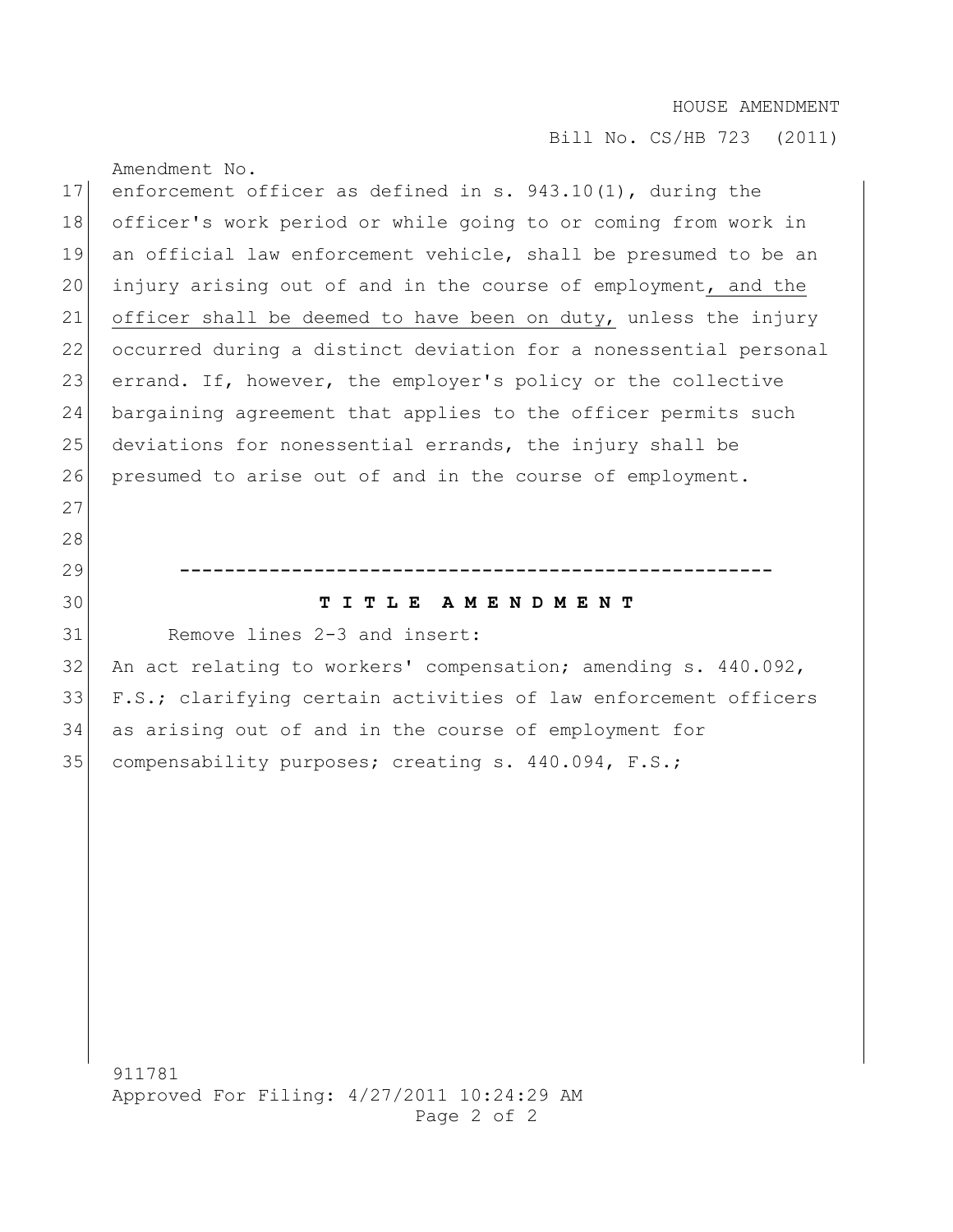Amendment No.

enforcement officer as defined in s. 943.10(1), during the officer's work period or while going to or coming from work in an official law enforcement vehicle, shall be presumed to be an injury arising out of and in the course of employment, and the officer shall be deemed to have been on duty, unless the injury occurred during a distinct deviation for a nonessential personal errand. If, however, the employer's policy or the collective bargaining agreement that applies to the officer permits such deviations for nonessential errands, the injury shall be presumed to arise out of and in the course of employment.

-----------------------------------------------------

**T I T L E A M E N D M E N T**

Remove lines 2-3 and insert:

An act relating to workers' compensation; amending s. 440.092, F.S.; clarifying certain activities of law enforcement officers as arising out of and in the course of employment for compensability purposes; creating s. 440.094, F.S.;

911781

Approved For Filing: 4/27/2011 10:24:29 AM